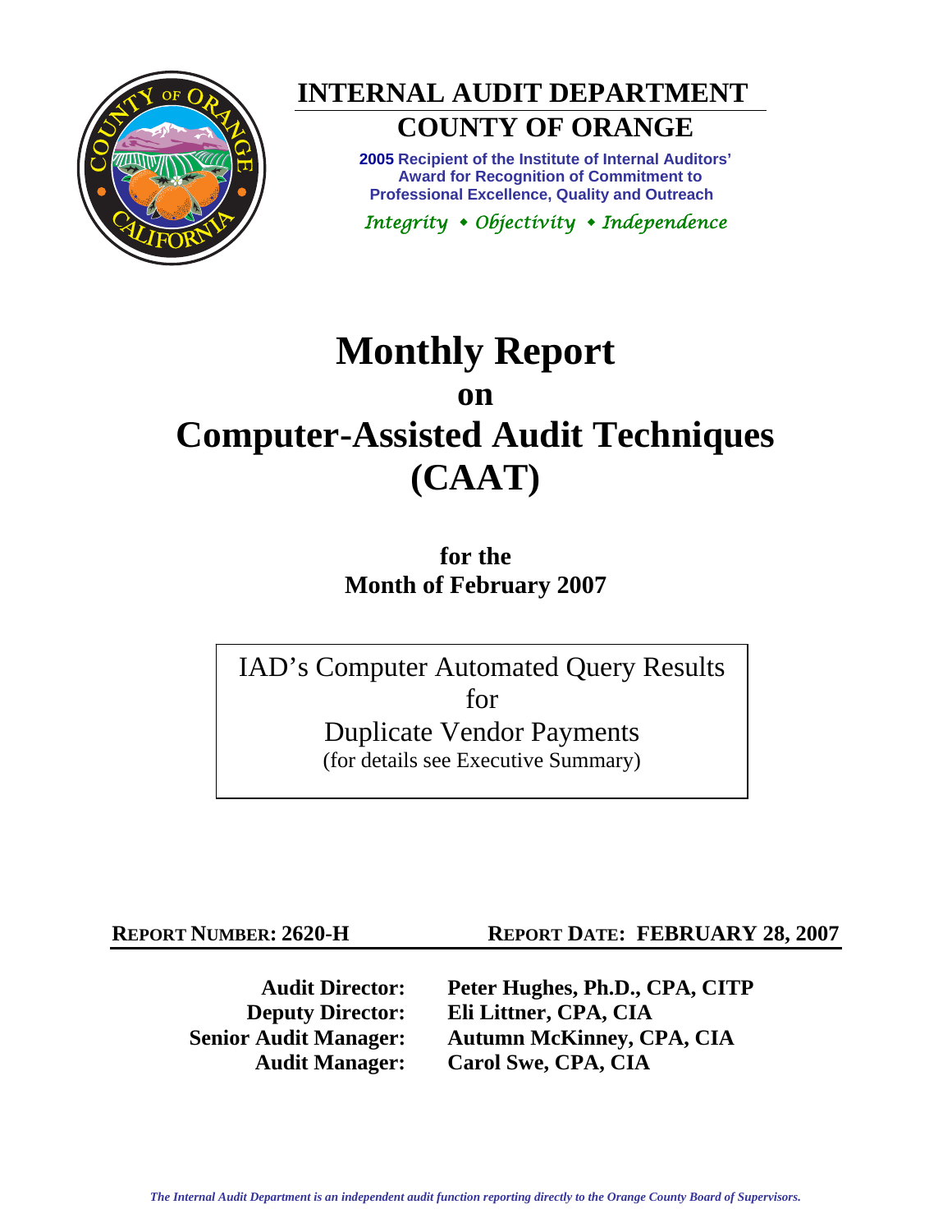# INTERNAL AUDIT DEPARTMENT

## COUNTY OF ORANGE

**2005 Recipient of the Institute of Internal Auditors' Award for Recognition of Commitment to Professional Excellence, Quality and Outreach**

*Integrity • Objectivity • Independence*

# Monthly Report on Computer-Assisted Audit Techniques (CAAT)

**for the Month of February 2007**

IAD's Computer Automated Query Results for Duplicate Vendor Payments
(for details see Executive Summary)

**REPORT NUMBER: 2620-H** **REPORT DATE: FEBRUARY 28, 2007**

**Audit Director:** Peter Hughes, Ph.D., CPA, CITP
**Deputy Director:** Eli Littner, CPA, CIA
**Senior Audit Manager:** Autumn McKinney, CPA, CIA
**Audit Manager:** Carol Swe, CPA, CIA

*The Internal Audit Department is an independent audit function reporting directly to the Orange County Board of Supervisors.*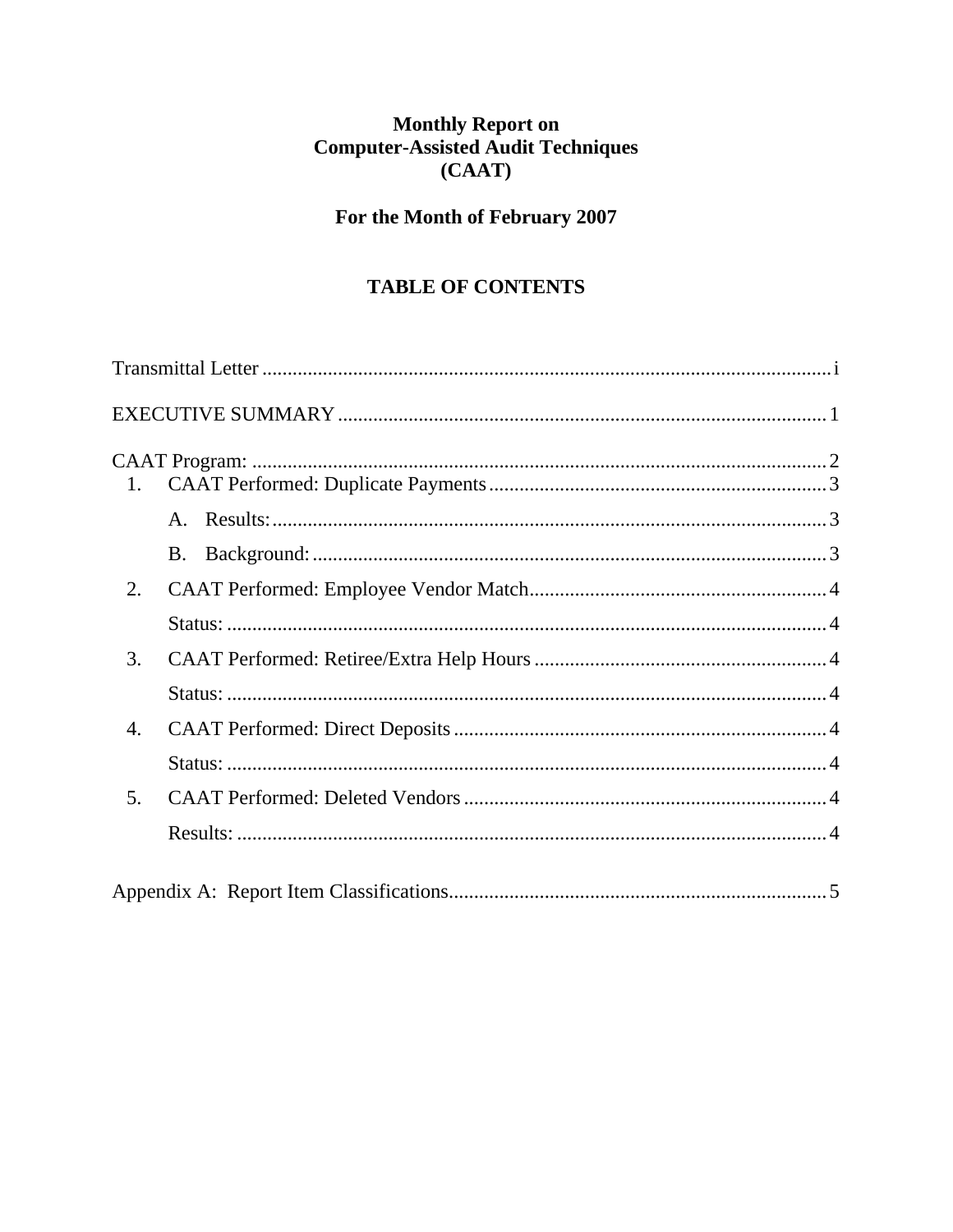# Monthly Report on Computer-Assisted Audit Techniques (CAAT)

## For the Month of February 2007

## TABLE OF CONTENTS

Transmittal Letter .......... i

EXECUTIVE SUMMARY .......... 1

CAAT Program: .......... 2

1. CAAT Performed: Duplicate Payments .......... 3
   - A. Results: .......... 3
   - B. Background: .......... 3
2. CAAT Performed: Employee Vendor Match .......... 4
   - Status: .......... 4
3. CAAT Performed: Retiree/Extra Help Hours .......... 4
   - Status: .......... 4
4. CAAT Performed: Direct Deposits .......... 4
   - Status: .......... 4
5. CAAT Performed: Deleted Vendors .......... 4
   - Results: .......... 4

Appendix A: Report Item Classifications .......... 5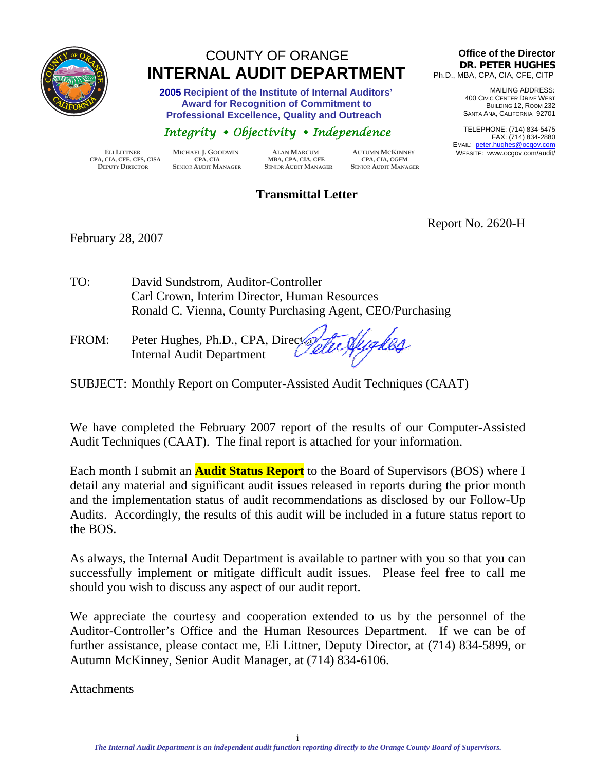# COUNTY OF ORANGE
# INTERNAL AUDIT DEPARTMENT

**2005 Recipient of the Institute of Internal Auditors' Award for Recognition of Commitment to Professional Excellence, Quality and Outreach**

*Integrity • Objectivity • Independence*

**Office of the Director**
**DR. PETER HUGHES**
Ph.D., MBA, CPA, CIA, CFE, CITP

MAILING ADDRESS:
400 CIVIC CENTER DRIVE WEST
BUILDING 12, ROOM 232
SANTA ANA, CALIFORNIA 92701

TELEPHONE: (714) 834-5475
FAX: (714) 834-2880
EMAIL: peter.hughes@ocgov.com
WEBSITE: www.ocgov.com/audit/

| ELI LITTNER | MICHAEL J. GOODWIN | ALAN MARCUM | AUTUMN MCKINNEY |
|---|---|---|---|
| CPA, CIA, CFE, CFS, CISA | CPA, CIA | MBA, CPA, CIA, CFE | CPA, CIA, CGFM |
| DEPUTY DIRECTOR | SENIOR AUDIT MANAGER | SENIOR AUDIT MANAGER | SENIOR AUDIT MANAGER |

## Transmittal Letter

Report No. 2620-H

February 28, 2007

TO: David Sundstrom, Auditor-Controller
Carl Crown, Interim Director, Human Resources
Ronald C. Vienna, County Purchasing Agent, CEO/Purchasing

FROM: Peter Hughes, Ph.D., CPA, Director
Internal Audit Department

SUBJECT: Monthly Report on Computer-Assisted Audit Techniques (CAAT)

We have completed the February 2007 report of the results of our Computer-Assisted Audit Techniques (CAAT). The final report is attached for your information.

Each month I submit an **Audit Status Report** to the Board of Supervisors (BOS) where I detail any material and significant audit issues released in reports during the prior month and the implementation status of audit recommendations as disclosed by our Follow-Up Audits. Accordingly, the results of this audit will be included in a future status report to the BOS.

As always, the Internal Audit Department is available to partner with you so that you can successfully implement or mitigate difficult audit issues. Please feel free to call me should you wish to discuss any aspect of our audit report.

We appreciate the courtesy and cooperation extended to us by the personnel of the Auditor-Controller's Office and the Human Resources Department. If we can be of further assistance, please contact me, Eli Littner, Deputy Director, at (714) 834-5899, or Autumn McKinney, Senior Audit Manager, at (714) 834-6106.

Attachments

*The Internal Audit Department is an independent audit function reporting directly to the Orange County Board of Supervisors.*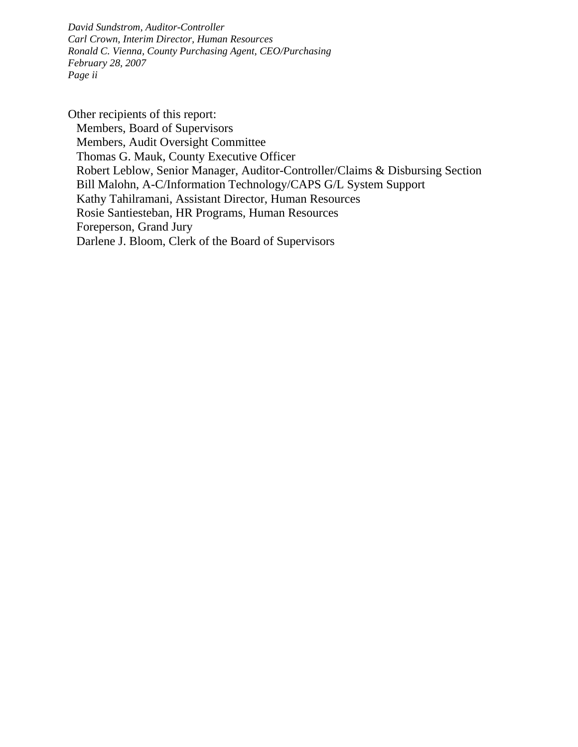*David Sundstrom, Auditor-Controller*
*Carl Crown, Interim Director, Human Resources*
*Ronald C. Vienna, County Purchasing Agent, CEO/Purchasing*
*February 28, 2007*

Other recipients of this report:

- Members, Board of Supervisors
- Members, Audit Oversight Committee
- Thomas G. Mauk, County Executive Officer
- Robert Leblow, Senior Manager, Auditor-Controller/Claims & Disbursing Section
- Bill Malohn, A-C/Information Technology/CAPS G/L System Support
- Kathy Tahilramani, Assistant Director, Human Resources
- Rosie Santiesteban, HR Programs, Human Resources
- Foreperson, Grand Jury
- Darlene J. Bloom, Clerk of the Board of Supervisors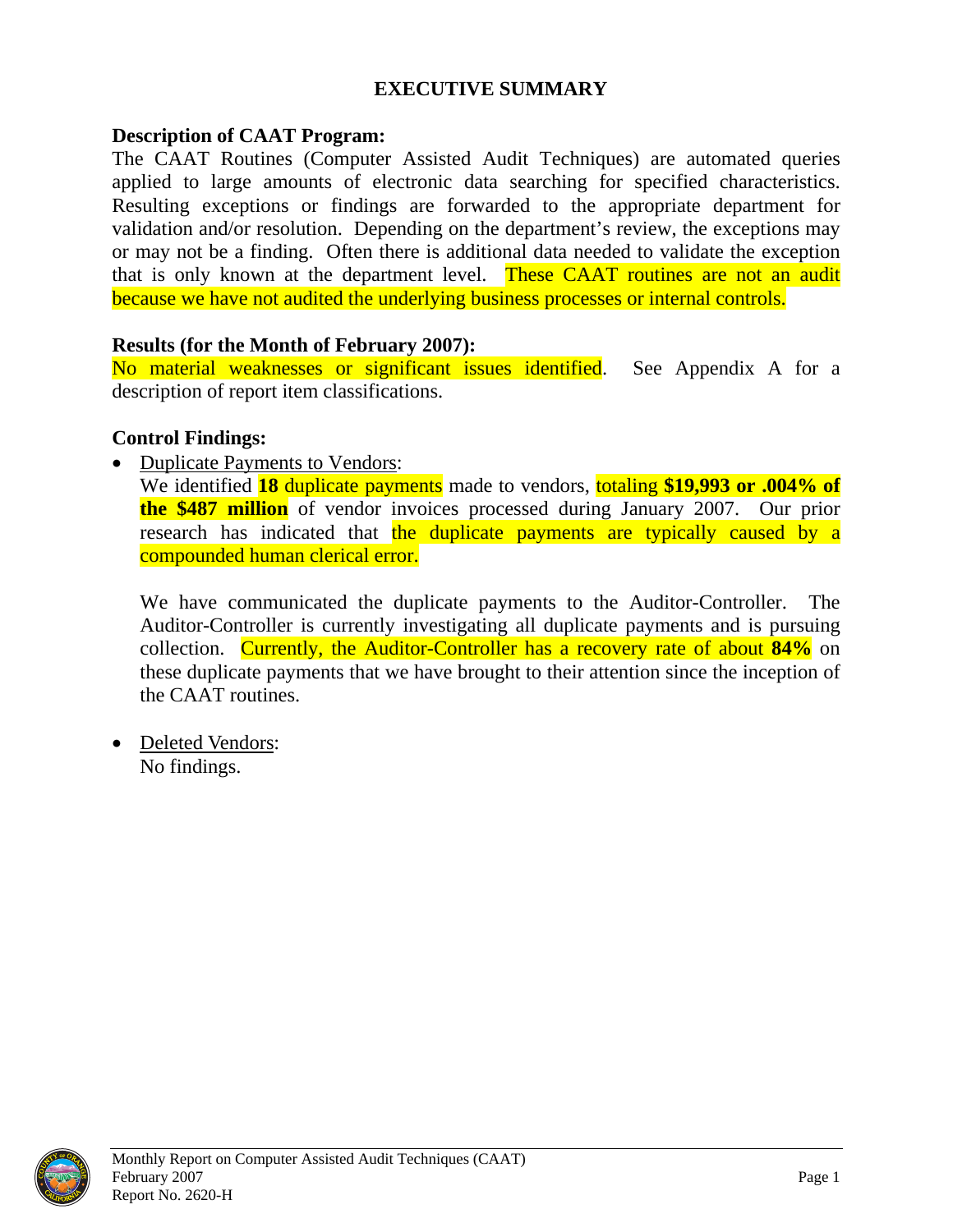# EXECUTIVE SUMMARY

**Description of CAAT Program:**
The CAAT Routines (Computer Assisted Audit Techniques) are automated queries applied to large amounts of electronic data searching for specified characteristics. Resulting exceptions or findings are forwarded to the appropriate department for validation and/or resolution. Depending on the department's review, the exceptions may or may not be a finding. Often there is additional data needed to validate the exception that is only known at the department level. These CAAT routines are not an audit because we have not audited the underlying business processes or internal controls.

**Results (for the Month of February 2007):**
No material weaknesses or significant issues identified. See Appendix A for a description of report item classifications.

**Control Findings:**

- Duplicate Payments to Vendors:
  We identified **18** duplicate payments made to vendors, totaling **$19,993 or .004% of the $487 million** of vendor invoices processed during January 2007. Our prior research has indicated that the duplicate payments are typically caused by a compounded human clerical error.

  We have communicated the duplicate payments to the Auditor-Controller. The Auditor-Controller is currently investigating all duplicate payments and is pursuing collection. Currently, the Auditor-Controller has a recovery rate of about **84%** on these duplicate payments that we have brought to their attention since the inception of the CAAT routines.

- Deleted Vendors:
  No findings.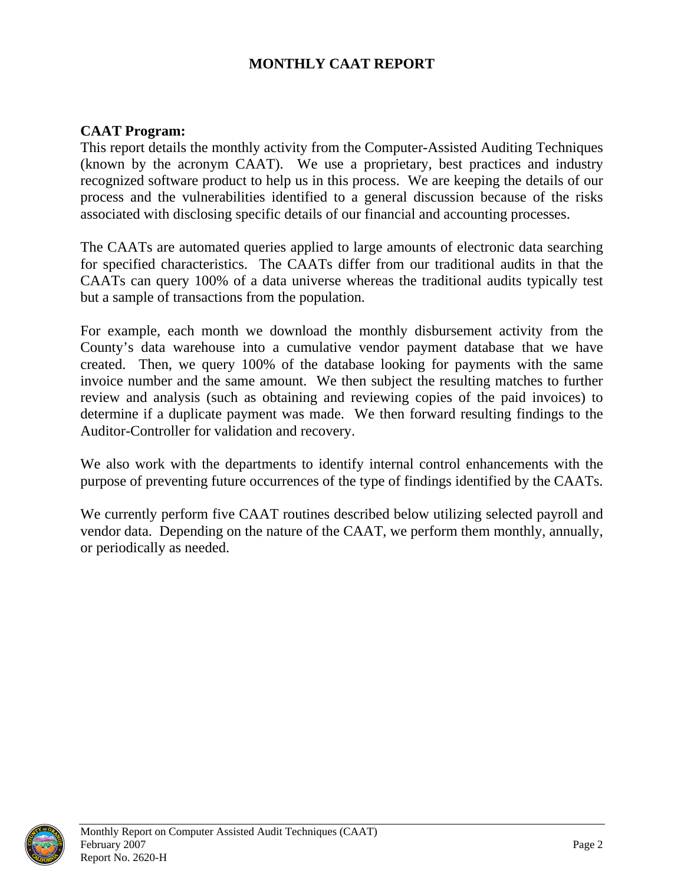# MONTHLY CAAT REPORT

**CAAT Program:**

This report details the monthly activity from the Computer-Assisted Auditing Techniques (known by the acronym CAAT). We use a proprietary, best practices and industry recognized software product to help us in this process. We are keeping the details of our process and the vulnerabilities identified to a general discussion because of the risks associated with disclosing specific details of our financial and accounting processes.

The CAATs are automated queries applied to large amounts of electronic data searching for specified characteristics. The CAATs differ from our traditional audits in that the CAATs can query 100% of a data universe whereas the traditional audits typically test but a sample of transactions from the population.

For example, each month we download the monthly disbursement activity from the County's data warehouse into a cumulative vendor payment database that we have created. Then, we query 100% of the database looking for payments with the same invoice number and the same amount. We then subject the resulting matches to further review and analysis (such as obtaining and reviewing copies of the paid invoices) to determine if a duplicate payment was made. We then forward resulting findings to the Auditor-Controller for validation and recovery.

We also work with the departments to identify internal control enhancements with the purpose of preventing future occurrences of the type of findings identified by the CAATs.

We currently perform five CAAT routines described below utilizing selected payroll and vendor data. Depending on the nature of the CAAT, we perform them monthly, annually, or periodically as needed.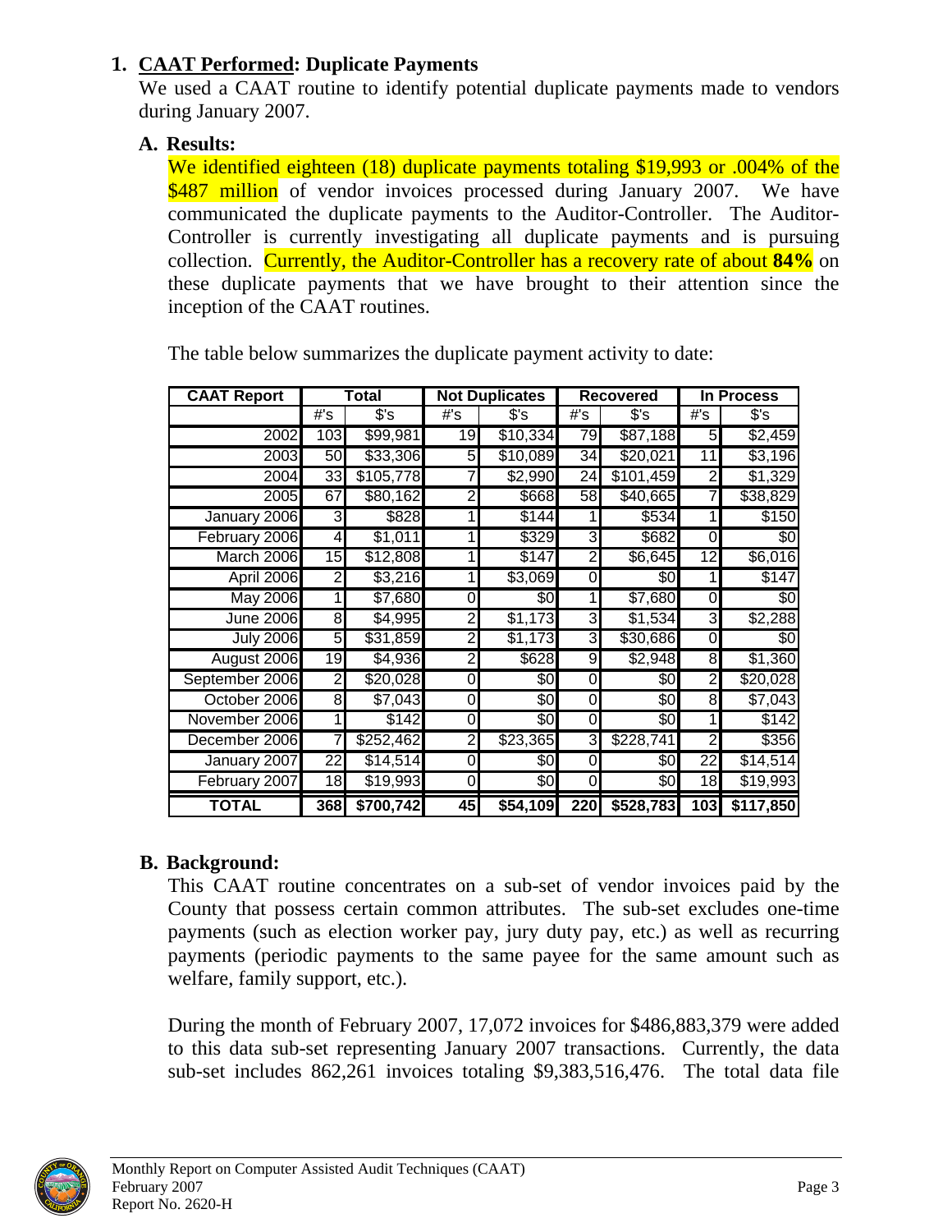## 1. **<u>CAAT Performed</u>: Duplicate Payments**

We used a CAAT routine to identify potential duplicate payments made to vendors during January 2007.

### A. Results:

We identified eighteen (18) duplicate payments totaling $19,993 or .004% of the $487 million of vendor invoices processed during January 2007. We have communicated the duplicate payments to the Auditor-Controller. The Auditor-Controller is currently investigating all duplicate payments and is pursuing collection. Currently, the Auditor-Controller has a recovery rate of about **84%** on these duplicate payments that we have brought to their attention since the inception of the CAAT routines.

The table below summarizes the duplicate payment activity to date:

| CAAT Report | Total | | Not Duplicates | | Recovered | | In Process | |
|---|---|---|---|---|---|---|---|---|
| | #'s | $'s | #'s | $'s | #'s | $'s | #'s | $'s |
| 2002 | 103 | $99,981 | 19 | $10,334 | 79 | $87,188 | 5 | $2,459 |
| 2003 | 50 | $33,306 | 5 | $10,089 | 34 | $20,021 | 11 | $3,196 |
| 2004 | 33 | $105,778 | 7 | $2,990 | 24 | $101,459 | 2 | $1,329 |
| 2005 | 67 | $80,162 | 2 | $668 | 58 | $40,665 | 7 | $38,829 |
| January 2006 | 3 | $828 | 1 | $144 | 1 | $534 | 1 | $150 |
| February 2006 | 4 | $1,011 | 1 | $329 | 3 | $682 | 0 | $0 |
| March 2006 | 15 | $12,808 | 1 | $147 | 2 | $6,645 | 12 | $6,016 |
| April 2006 | 2 | $3,216 | 1 | $3,069 | 0 | $0 | 1 | $147 |
| May 2006 | 1 | $7,680 | 0 | $0 | 1 | $7,680 | 0 | $0 |
| June 2006 | 8 | $4,995 | 2 | $1,173 | 3 | $1,534 | 3 | $2,288 |
| July 2006 | 5 | $31,859 | 2 | $1,173 | 3 | $30,686 | 0 | $0 |
| August 2006 | 19 | $4,936 | 2 | $628 | 9 | $2,948 | 8 | $1,360 |
| September 2006 | 2 | $20,028 | 0 | $0 | 0 | $0 | 2 | $20,028 |
| October 2006 | 8 | $7,043 | 0 | $0 | 0 | $0 | 8 | $7,043 |
| November 2006 | 1 | $142 | 0 | $0 | 0 | $0 | 1 | $142 |
| December 2006 | 7 | $252,462 | 2 | $23,365 | 3 | $228,741 | 2 | $356 |
| January 2007 | 22 | $14,514 | 0 | $0 | 0 | $0 | 22 | $14,514 |
| February 2007 | 18 | $19,993 | 0 | $0 | 0 | $0 | 18 | $19,993 |
| **TOTAL** | **368** | **$700,742** | **45** | **$54,109** | **220** | **$528,783** | **103** | **$117,850** |

### B. Background:

This CAAT routine concentrates on a sub-set of vendor invoices paid by the County that possess certain common attributes. The sub-set excludes one-time payments (such as election worker pay, jury duty pay, etc.) as well as recurring payments (periodic payments to the same payee for the same amount such as welfare, family support, etc.).

During the month of February 2007, 17,072 invoices for $486,883,379 were added to this data sub-set representing January 2007 transactions. Currently, the data sub-set includes 862,261 invoices totaling $9,383,516,476. The total data file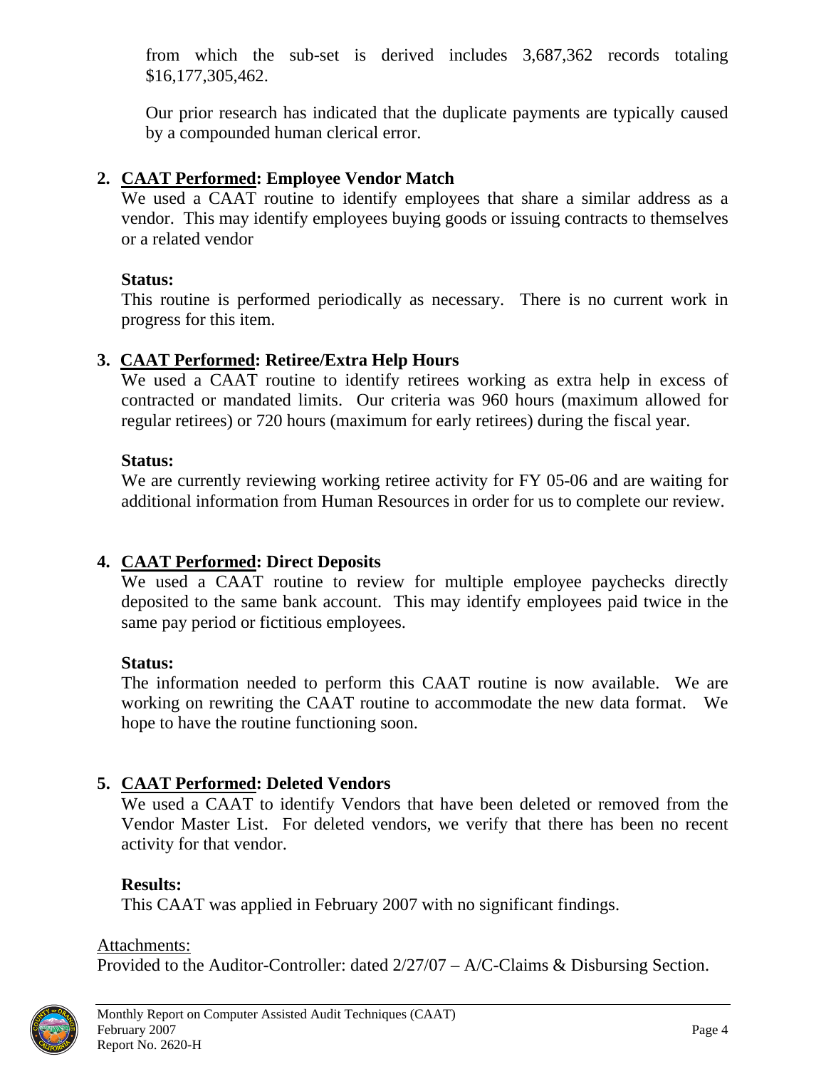from which the sub-set is derived includes 3,687,362 records totaling $16,177,305,462.

Our prior research has indicated that the duplicate payments are typically caused by a compounded human clerical error.

2. **CAAT Performed: Employee Vendor Match**

   We used a CAAT routine to identify employees that share a similar address as a vendor. This may identify employees buying goods or issuing contracts to themselves or a related vendor

   **Status:**

   This routine is performed periodically as necessary. There is no current work in progress for this item.

3. **CAAT Performed: Retiree/Extra Help Hours**

   We used a CAAT routine to identify retirees working as extra help in excess of contracted or mandated limits. Our criteria was 960 hours (maximum allowed for regular retirees) or 720 hours (maximum for early retirees) during the fiscal year.

   **Status:**

   We are currently reviewing working retiree activity for FY 05-06 and are waiting for additional information from Human Resources in order for us to complete our review.

4. **CAAT Performed: Direct Deposits**

   We used a CAAT routine to review for multiple employee paychecks directly deposited to the same bank account. This may identify employees paid twice in the same pay period or fictitious employees.

   **Status:**

   The information needed to perform this CAAT routine is now available. We are working on rewriting the CAAT routine to accommodate the new data format. We hope to have the routine functioning soon.

5. **CAAT Performed: Deleted Vendors**

   We used a CAAT to identify Vendors that have been deleted or removed from the Vendor Master List. For deleted vendors, we verify that there has been no recent activity for that vendor.

   **Results:**

   This CAAT was applied in February 2007 with no significant findings.

Attachments:

Provided to the Auditor-Controller: dated 2/27/07 – A/C-Claims & Disbursing Section.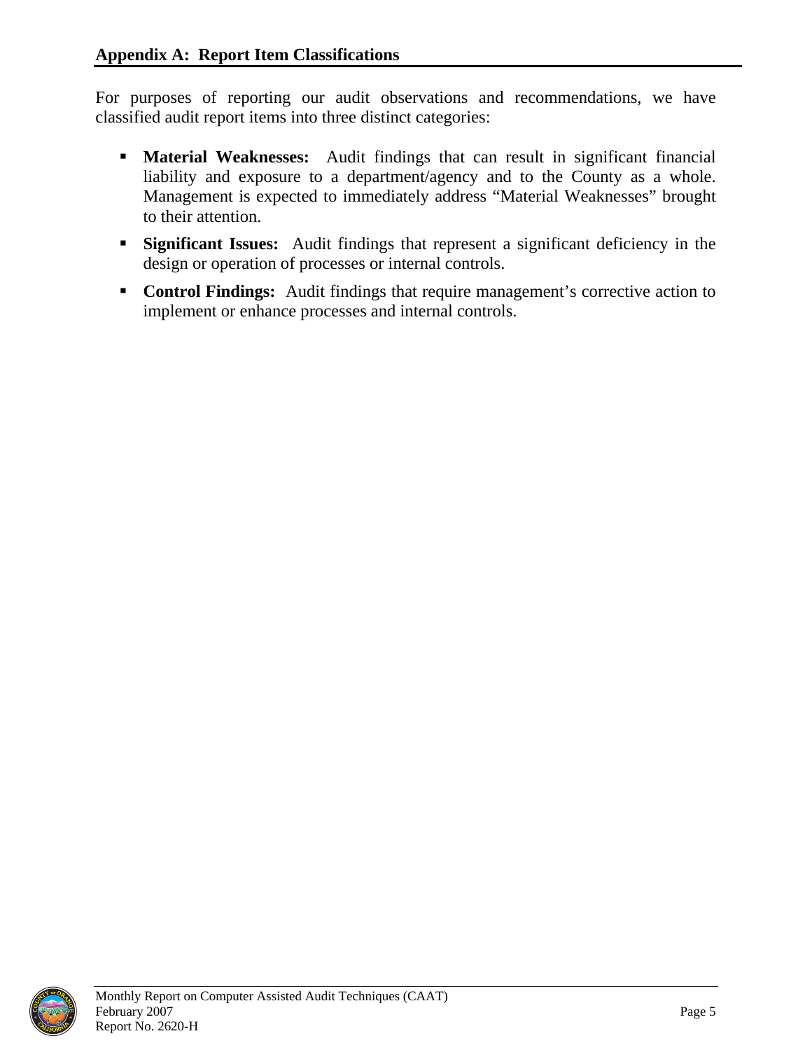## Appendix A: Report Item Classifications

For purposes of reporting our audit observations and recommendations, we have classified audit report items into three distinct categories:

- **Material Weaknesses:** Audit findings that can result in significant financial liability and exposure to a department/agency and to the County as a whole. Management is expected to immediately address "Material Weaknesses" brought to their attention.
- **Significant Issues:** Audit findings that represent a significant deficiency in the design or operation of processes or internal controls.
- **Control Findings:** Audit findings that require management's corrective action to implement or enhance processes and internal controls.